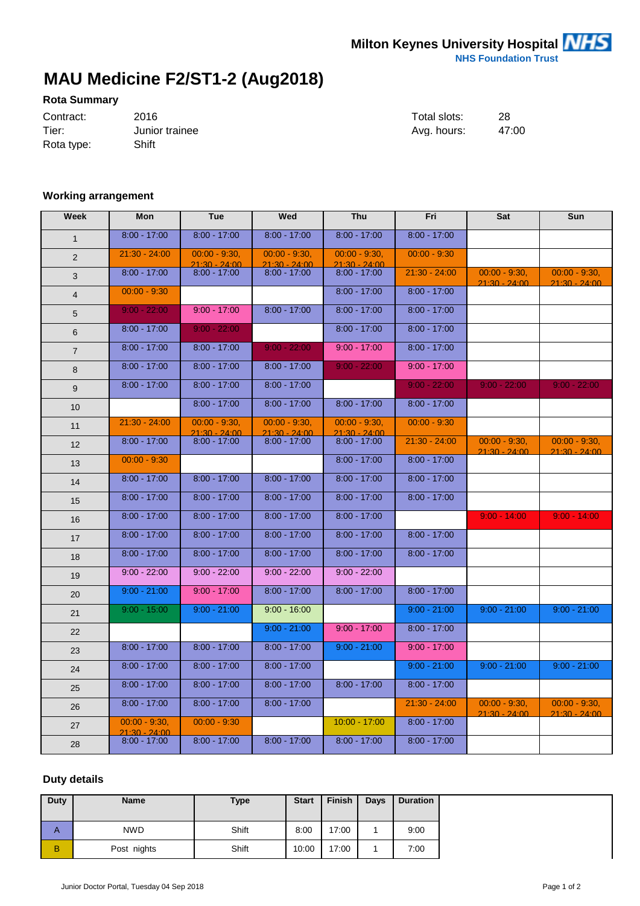Milton Keynes University Hospital NHS
NHS Foundation Trust

# MAU Medicine F2/ST1-2 (Aug2018)

### Rota Summary

| | | | |
|---|---|---|---|
| Contract: | 2016 | Total slots: | 28 |
| Tier: | Junior trainee | Avg. hours: | 47:00 |
| Rota type: | Shift | | |

### Working arrangement

| Week | Mon | Tue | Wed | Thu | Fri | Sat | Sun |
|---|---|---|---|---|---|---|---|
| 1 | 8:00 - 17:00 | 8:00 - 17:00 | 8:00 - 17:00 | 8:00 - 17:00 | 8:00 - 17:00 | | |
| 2 | 21:30 - 24:00 | 00:00 - 9:30, 21:30 - 24:00 | 00:00 - 9:30, 21:30 - 24:00 | 00:00 - 9:30, 21:30 - 24:00 | 00:00 - 9:30 | | |
| 3 | 8:00 - 17:00 | 8:00 - 17:00 | 8:00 - 17:00 | 8:00 - 17:00 | 21:30 - 24:00 | 00:00 - 9:30, 21:30 - 24:00 | 00:00 - 9:30, 21:30 - 24:00 |
| 4 | 00:00 - 9:30 | | | 8:00 - 17:00 | 8:00 - 17:00 | | |
| 5 | 9:00 - 22:00 | 9:00 - 17:00 | 8:00 - 17:00 | 8:00 - 17:00 | 8:00 - 17:00 | | |
| 6 | 8:00 - 17:00 | 9:00 - 22:00 | | 8:00 - 17:00 | 8:00 - 17:00 | | |
| 7 | 8:00 - 17:00 | 8:00 - 17:00 | 9:00 - 22:00 | 9:00 - 17:00 | 8:00 - 17:00 | | |
| 8 | 8:00 - 17:00 | 8:00 - 17:00 | 8:00 - 17:00 | 9:00 - 22:00 | 9:00 - 17:00 | | |
| 9 | 8:00 - 17:00 | 8:00 - 17:00 | 8:00 - 17:00 | | 9:00 - 22:00 | 9:00 - 22:00 | 9:00 - 22:00 |
| 10 | | 8:00 - 17:00 | 8:00 - 17:00 | 8:00 - 17:00 | 8:00 - 17:00 | | |
| 11 | 21:30 - 24:00 | 00:00 - 9:30, 21:30 - 24:00 | 00:00 - 9:30, 21:30 - 24:00 | 00:00 - 9:30, 21:30 - 24:00 | 00:00 - 9:30 | | |
| 12 | 8:00 - 17:00 | 8:00 - 17:00 | 8:00 - 17:00 | 8:00 - 17:00 | 21:30 - 24:00 | 00:00 - 9:30, 21:30 - 24:00 | 00:00 - 9:30, 21:30 - 24:00 |
| 13 | 00:00 - 9:30 | | | 8:00 - 17:00 | 8:00 - 17:00 | | |
| 14 | 8:00 - 17:00 | 8:00 - 17:00 | 8:00 - 17:00 | 8:00 - 17:00 | 8:00 - 17:00 | | |
| 15 | 8:00 - 17:00 | 8:00 - 17:00 | 8:00 - 17:00 | 8:00 - 17:00 | 8:00 - 17:00 | | |
| 16 | 8:00 - 17:00 | 8:00 - 17:00 | 8:00 - 17:00 | 8:00 - 17:00 | | 9:00 - 14:00 | 9:00 - 14:00 |
| 17 | 8:00 - 17:00 | 8:00 - 17:00 | 8:00 - 17:00 | 8:00 - 17:00 | 8:00 - 17:00 | | |
| 18 | 8:00 - 17:00 | 8:00 - 17:00 | 8:00 - 17:00 | 8:00 - 17:00 | 8:00 - 17:00 | | |
| 19 | 9:00 - 22:00 | 9:00 - 22:00 | 9:00 - 22:00 | 9:00 - 22:00 | | | |
| 20 | 9:00 - 21:00 | 9:00 - 17:00 | 8:00 - 17:00 | 8:00 - 17:00 | 8:00 - 17:00 | | |
| 21 | 9:00 - 15:00 | 9:00 - 21:00 | 9:00 - 16:00 | | 9:00 - 21:00 | 9:00 - 21:00 | 9:00 - 21:00 |
| 22 | | | 9:00 - 21:00 | 9:00 - 17:00 | 8:00 - 17:00 | | |
| 23 | 8:00 - 17:00 | 8:00 - 17:00 | 8:00 - 17:00 | 9:00 - 21:00 | 9:00 - 17:00 | | |
| 24 | 8:00 - 17:00 | 8:00 - 17:00 | 8:00 - 17:00 | | 9:00 - 21:00 | 9:00 - 21:00 | 9:00 - 21:00 |
| 25 | 8:00 - 17:00 | 8:00 - 17:00 | 8:00 - 17:00 | 8:00 - 17:00 | 8:00 - 17:00 | | |
| 26 | 8:00 - 17:00 | 8:00 - 17:00 | 8:00 - 17:00 | | 21:30 - 24:00 | 00:00 - 9:30, 21:30 - 24:00 | 00:00 - 9:30, 21:30 - 24:00 |
| 27 | 00:00 - 9:30, 21:30 - 24:00 | 00:00 - 9:30 | | 10:00 - 17:00 | 8:00 - 17:00 | | |
| 28 | 8:00 - 17:00 | 8:00 - 17:00 | 8:00 - 17:00 | 8:00 - 17:00 | 8:00 - 17:00 | | |

### Duty details

| Duty | Name | Type | Start | Finish | Days | Duration |
|---|---|---|---|---|---|---|
| A | NWD | Shift | 8:00 | 17:00 | 1 | 9:00 |
| B | Post nights | Shift | 10:00 | 17:00 | 1 | 7:00 |

Junior Doctor Portal, Tuesday 04 Sep 2018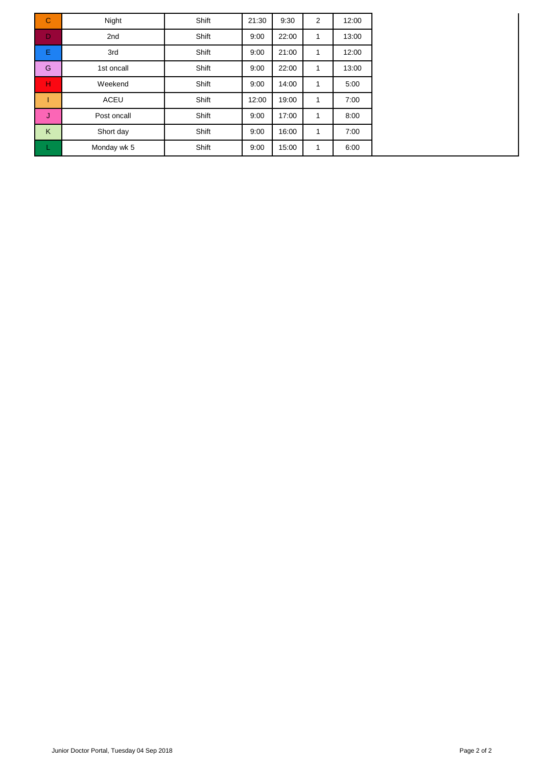| | | | | | | |
|---|---|---|---|---|---|---|
| C | Night | Shift | 21:30 | 9:30 | 2 | 12:00 |
| D | 2nd | Shift | 9:00 | 22:00 | 1 | 13:00 |
| E | 3rd | Shift | 9:00 | 21:00 | 1 | 12:00 |
| G | 1st oncall | Shift | 9:00 | 22:00 | 1 | 13:00 |
| H | Weekend | Shift | 9:00 | 14:00 | 1 | 5:00 |
| I | ACEU | Shift | 12:00 | 19:00 | 1 | 7:00 |
| J | Post oncall | Shift | 9:00 | 17:00 | 1 | 8:00 |
| K | Short day | Shift | 9:00 | 16:00 | 1 | 7:00 |
| L | Monday wk 5 | Shift | 9:00 | 15:00 | 1 | 6:00 |